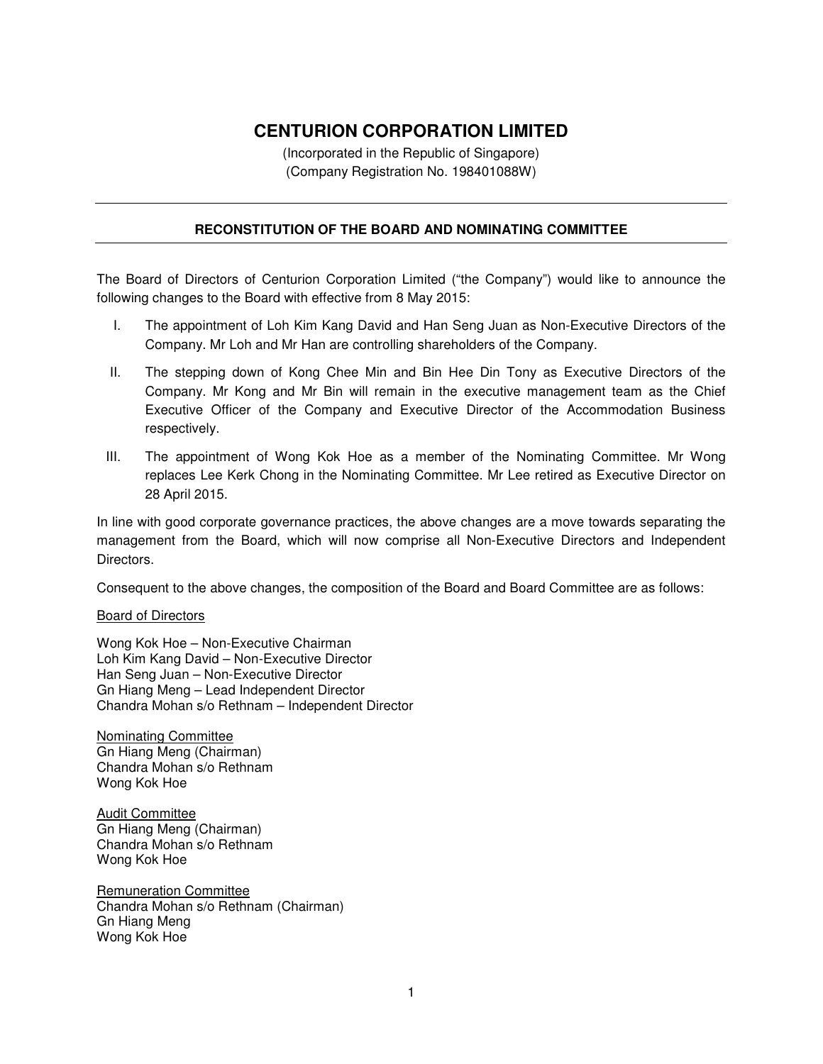# CENTURION CORPORATION LIMITED

(Incorporated in the Republic of Singapore)
(Company Registration No. 198401088W)

---

## RECONSTITUTION OF THE BOARD AND NOMINATING COMMITTEE

---

The Board of Directors of Centurion Corporation Limited ("the Company") would like to announce the following changes to the Board with effective from 8 May 2015:

I. The appointment of Loh Kim Kang David and Han Seng Juan as Non-Executive Directors of the Company. Mr Loh and Mr Han are controlling shareholders of the Company.

II. The stepping down of Kong Chee Min and Bin Hee Din Tony as Executive Directors of the Company. Mr Kong and Mr Bin will remain in the executive management team as the Chief Executive Officer of the Company and Executive Director of the Accommodation Business respectively.

III. The appointment of Wong Kok Hoe as a member of the Nominating Committee. Mr Wong replaces Lee Kerk Chong in the Nominating Committee. Mr Lee retired as Executive Director on 28 April 2015.

In line with good corporate governance practices, the above changes are a move towards separating the management from the Board, which will now comprise all Non-Executive Directors and Independent Directors.

Consequent to the above changes, the composition of the Board and Board Committee are as follows:

<u>Board of Directors</u>

Wong Kok Hoe – Non-Executive Chairman
Loh Kim Kang David – Non-Executive Director
Han Seng Juan – Non-Executive Director
Gn Hiang Meng – Lead Independent Director
Chandra Mohan s/o Rethnam – Independent Director

<u>Nominating Committee</u>
Gn Hiang Meng (Chairman)
Chandra Mohan s/o Rethnam
Wong Kok Hoe

<u>Audit Committee</u>
Gn Hiang Meng (Chairman)
Chandra Mohan s/o Rethnam
Wong Kok Hoe

<u>Remuneration Committee</u>
Chandra Mohan s/o Rethnam (Chairman)
Gn Hiang Meng
Wong Kok Hoe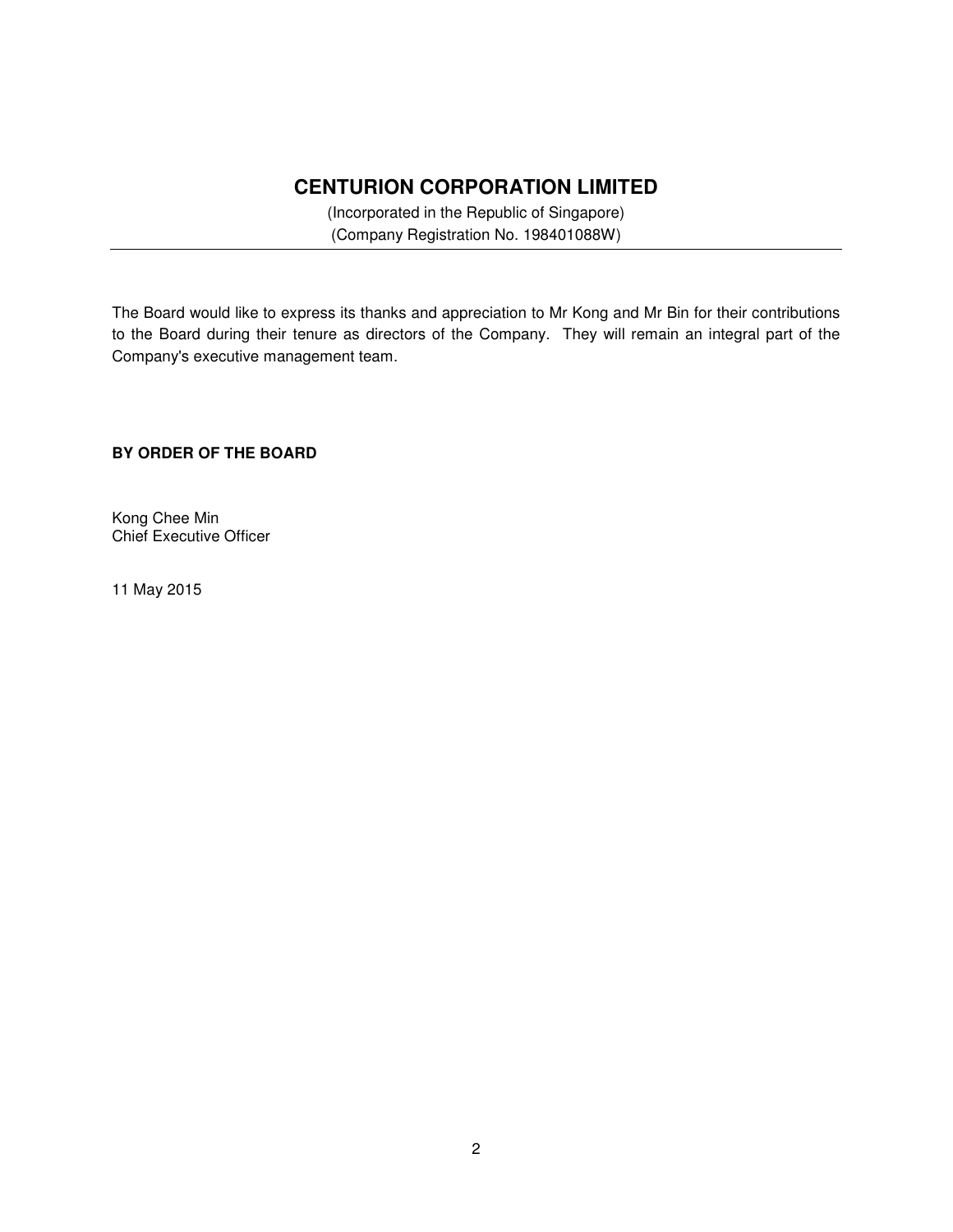# CENTURION CORPORATION LIMITED

(Incorporated in the Republic of Singapore)
(Company Registration No. 198401088W)

---

The Board would like to express its thanks and appreciation to Mr Kong and Mr Bin for their contributions to the Board during their tenure as directors of the Company. They will remain an integral part of the Company's executive management team.

**BY ORDER OF THE BOARD**

Kong Chee Min
Chief Executive Officer

11 May 2015